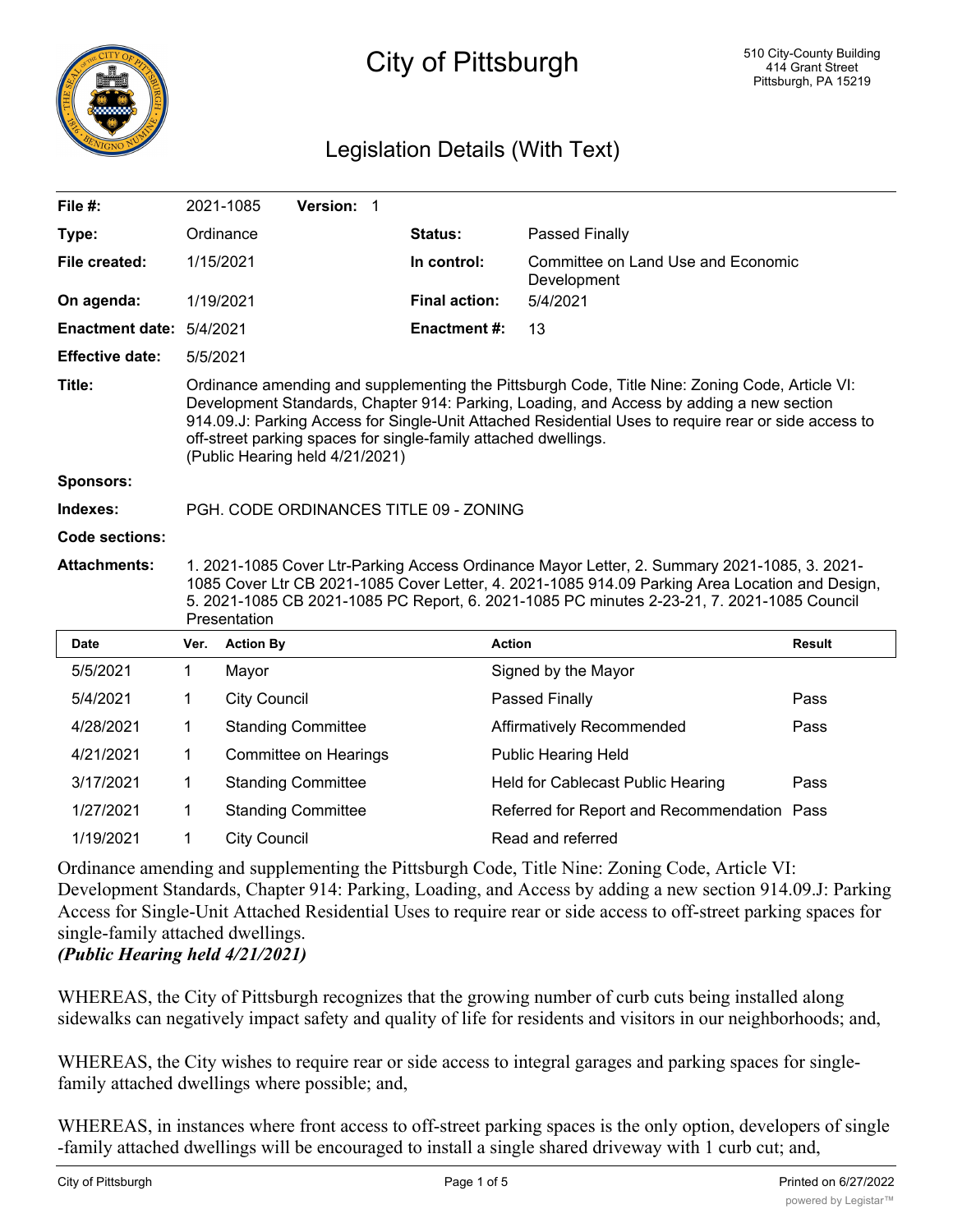# City of Pittsburgh

510 City-County Building
414 Grant Street
Pittsburgh, PA 15219

## Legislation Details (With Text)

| | | | |
|---|---|---|---|
| **File #:** | 2021-1085 **Version:** 1 | | |
| **Type:** | Ordinance | **Status:** | Passed Finally |
| **File created:** | 1/15/2021 | **In control:** | Committee on Land Use and Economic Development |
| **On agenda:** | 1/19/2021 | **Final action:** | 5/4/2021 |
| **Enactment date:** | 5/4/2021 | **Enactment #:** | 13 |
| **Effective date:** | 5/5/2021 | | |

**Title:** Ordinance amending and supplementing the Pittsburgh Code, Title Nine: Zoning Code, Article VI: Development Standards, Chapter 914: Parking, Loading, and Access by adding a new section 914.09.J: Parking Access for Single-Unit Attached Residential Uses to require rear or side access to off-street parking spaces for single-family attached dwellings.
(Public Hearing held 4/21/2021)

**Sponsors:**

**Indexes:** PGH. CODE ORDINANCES TITLE 09 - ZONING

**Code sections:**

**Attachments:** 1. 2021-1085 Cover Ltr-Parking Access Ordinance Mayor Letter, 2. Summary 2021-1085, 3. 2021-1085 Cover Ltr CB 2021-1085 Cover Letter, 4. 2021-1085 914.09 Parking Area Location and Design, 5. 2021-1085 CB 2021-1085 PC Report, 6. 2021-1085 PC minutes 2-23-21, 7. 2021-1085 Council Presentation

| Date | Ver. | Action By | Action | Result |
|---|---|---|---|---|
| 5/5/2021 | 1 | Mayor | Signed by the Mayor | |
| 5/4/2021 | 1 | City Council | Passed Finally | Pass |
| 4/28/2021 | 1 | Standing Committee | Affirmatively Recommended | Pass |
| 4/21/2021 | 1 | Committee on Hearings | Public Hearing Held | |
| 3/17/2021 | 1 | Standing Committee | Held for Cablecast Public Hearing | Pass |
| 1/27/2021 | 1 | Standing Committee | Referred for Report and Recommendation | Pass |
| 1/19/2021 | 1 | City Council | Read and referred | |

Ordinance amending and supplementing the Pittsburgh Code, Title Nine: Zoning Code, Article VI: Development Standards, Chapter 914: Parking, Loading, and Access by adding a new section 914.09.J: Parking Access for Single-Unit Attached Residential Uses to require rear or side access to off-street parking spaces for single-family attached dwellings.
***(Public Hearing held 4/21/2021)***

WHEREAS, the City of Pittsburgh recognizes that the growing number of curb cuts being installed along sidewalks can negatively impact safety and quality of life for residents and visitors in our neighborhoods; and,

WHEREAS, the City wishes to require rear or side access to integral garages and parking spaces for single-family attached dwellings where possible; and,

WHEREAS, in instances where front access to off-street parking spaces is the only option, developers of single-family attached dwellings will be encouraged to install a single shared driveway with 1 curb cut; and,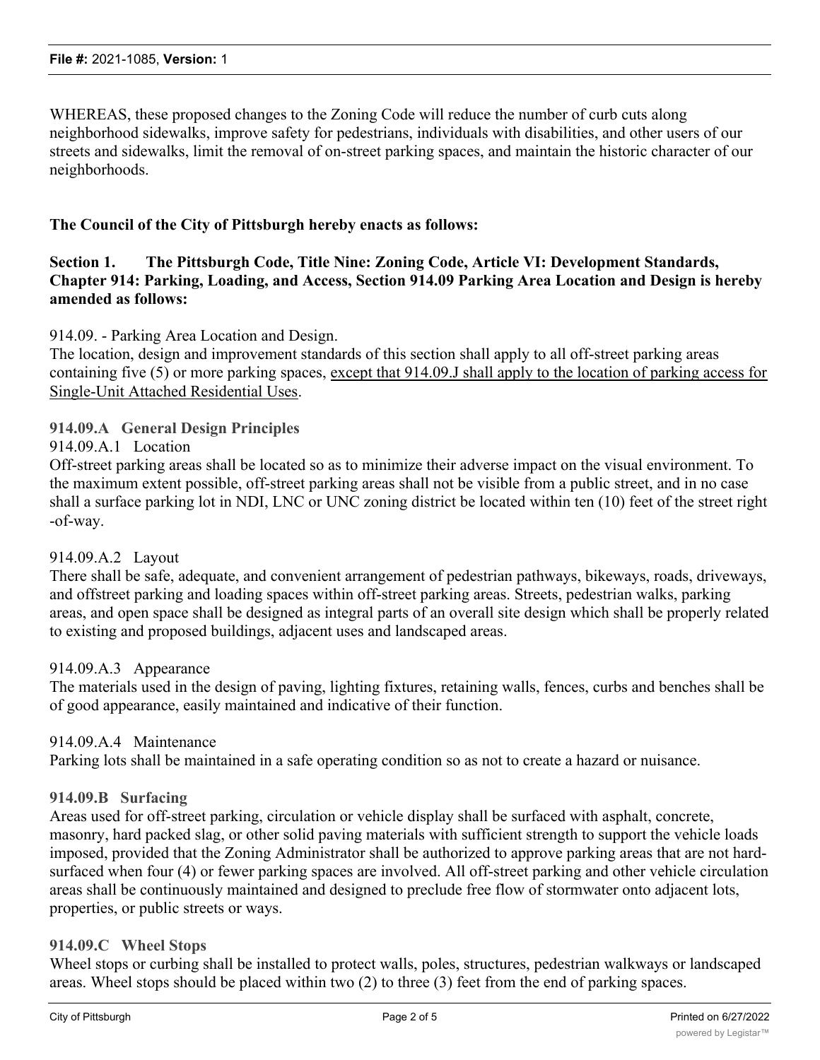WHEREAS, these proposed changes to the Zoning Code will reduce the number of curb cuts along neighborhood sidewalks, improve safety for pedestrians, individuals with disabilities, and other users of our streets and sidewalks, limit the removal of on-street parking spaces, and maintain the historic character of our neighborhoods.

**The Council of the City of Pittsburgh hereby enacts as follows:**

**Section 1. The Pittsburgh Code, Title Nine: Zoning Code, Article VI: Development Standards, Chapter 914: Parking, Loading, and Access, Section 914.09 Parking Area Location and Design is hereby amended as follows:**

914.09. - Parking Area Location and Design.
The location, design and improvement standards of this section shall apply to all off-street parking areas containing five (5) or more parking spaces, <u>except that 914.09.J shall apply to the location of parking access for Single-Unit Attached Residential Uses</u>.

**914.09.A General Design Principles**

914.09.A.1 Location
Off-street parking areas shall be located so as to minimize their adverse impact on the visual environment. To the maximum extent possible, off-street parking areas shall not be visible from a public street, and in no case shall a surface parking lot in NDI, LNC or UNC zoning district be located within ten (10) feet of the street right-of-way.

914.09.A.2 Layout
There shall be safe, adequate, and convenient arrangement of pedestrian pathways, bikeways, roads, driveways, and offstreet parking and loading spaces within off-street parking areas. Streets, pedestrian walks, parking areas, and open space shall be designed as integral parts of an overall site design which shall be properly related to existing and proposed buildings, adjacent uses and landscaped areas.

914.09.A.3 Appearance
The materials used in the design of paving, lighting fixtures, retaining walls, fences, curbs and benches shall be of good appearance, easily maintained and indicative of their function.

914.09.A.4 Maintenance
Parking lots shall be maintained in a safe operating condition so as not to create a hazard or nuisance.

**914.09.B Surfacing**
Areas used for off-street parking, circulation or vehicle display shall be surfaced with asphalt, concrete, masonry, hard packed slag, or other solid paving materials with sufficient strength to support the vehicle loads imposed, provided that the Zoning Administrator shall be authorized to approve parking areas that are not hard-surfaced when four (4) or fewer parking spaces are involved. All off-street parking and other vehicle circulation areas shall be continuously maintained and designed to preclude free flow of stormwater onto adjacent lots, properties, or public streets or ways.

**914.09.C Wheel Stops**
Wheel stops or curbing shall be installed to protect walls, poles, structures, pedestrian walkways or landscaped areas. Wheel stops should be placed within two (2) to three (3) feet from the end of parking spaces.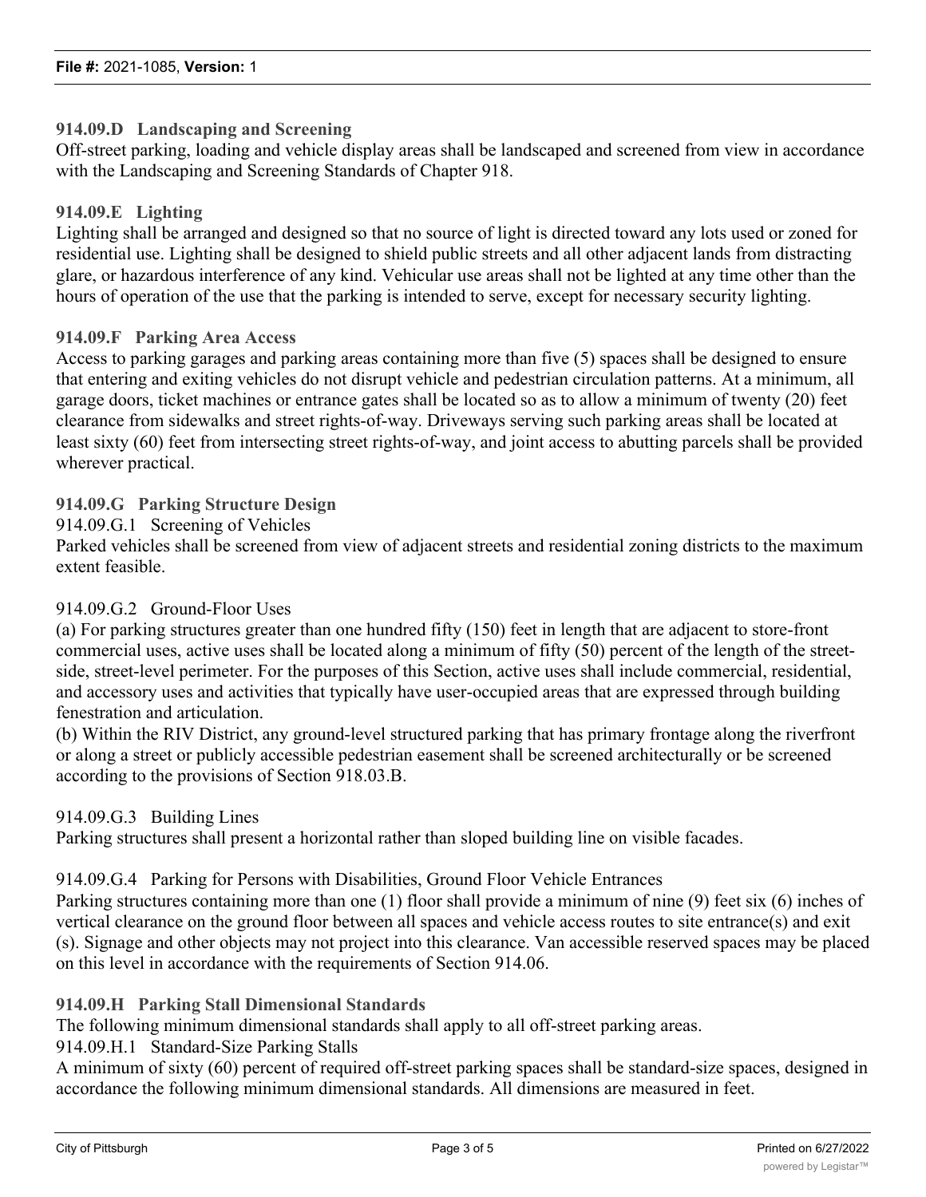### 914.09.D Landscaping and Screening

Off-street parking, loading and vehicle display areas shall be landscaped and screened from view in accordance with the Landscaping and Screening Standards of Chapter 918.

### 914.09.E Lighting

Lighting shall be arranged and designed so that no source of light is directed toward any lots used or zoned for residential use. Lighting shall be designed to shield public streets and all other adjacent lands from distracting glare, or hazardous interference of any kind. Vehicular use areas shall not be lighted at any time other than the hours of operation of the use that the parking is intended to serve, except for necessary security lighting.

### 914.09.F Parking Area Access

Access to parking garages and parking areas containing more than five (5) spaces shall be designed to ensure that entering and exiting vehicles do not disrupt vehicle and pedestrian circulation patterns. At a minimum, all garage doors, ticket machines or entrance gates shall be located so as to allow a minimum of twenty (20) feet clearance from sidewalks and street rights-of-way. Driveways serving such parking areas shall be located at least sixty (60) feet from intersecting street rights-of-way, and joint access to abutting parcels shall be provided wherever practical.

### 914.09.G Parking Structure Design

914.09.G.1 Screening of Vehicles

Parked vehicles shall be screened from view of adjacent streets and residential zoning districts to the maximum extent feasible.

914.09.G.2 Ground-Floor Uses

(a) For parking structures greater than one hundred fifty (150) feet in length that are adjacent to store-front commercial uses, active uses shall be located along a minimum of fifty (50) percent of the length of the street-side, street-level perimeter. For the purposes of this Section, active uses shall include commercial, residential, and accessory uses and activities that typically have user-occupied areas that are expressed through building fenestration and articulation.

(b) Within the RIV District, any ground-level structured parking that has primary frontage along the riverfront or along a street or publicly accessible pedestrian easement shall be screened architecturally or be screened according to the provisions of Section 918.03.B.

914.09.G.3 Building Lines

Parking structures shall present a horizontal rather than sloped building line on visible facades.

914.09.G.4 Parking for Persons with Disabilities, Ground Floor Vehicle Entrances

Parking structures containing more than one (1) floor shall provide a minimum of nine (9) feet six (6) inches of vertical clearance on the ground floor between all spaces and vehicle access routes to site entrance(s) and exit (s). Signage and other objects may not project into this clearance. Van accessible reserved spaces may be placed on this level in accordance with the requirements of Section 914.06.

### 914.09.H Parking Stall Dimensional Standards

The following minimum dimensional standards shall apply to all off-street parking areas.

914.09.H.1 Standard-Size Parking Stalls

A minimum of sixty (60) percent of required off-street parking spaces shall be standard-size spaces, designed in accordance the following minimum dimensional standards. All dimensions are measured in feet.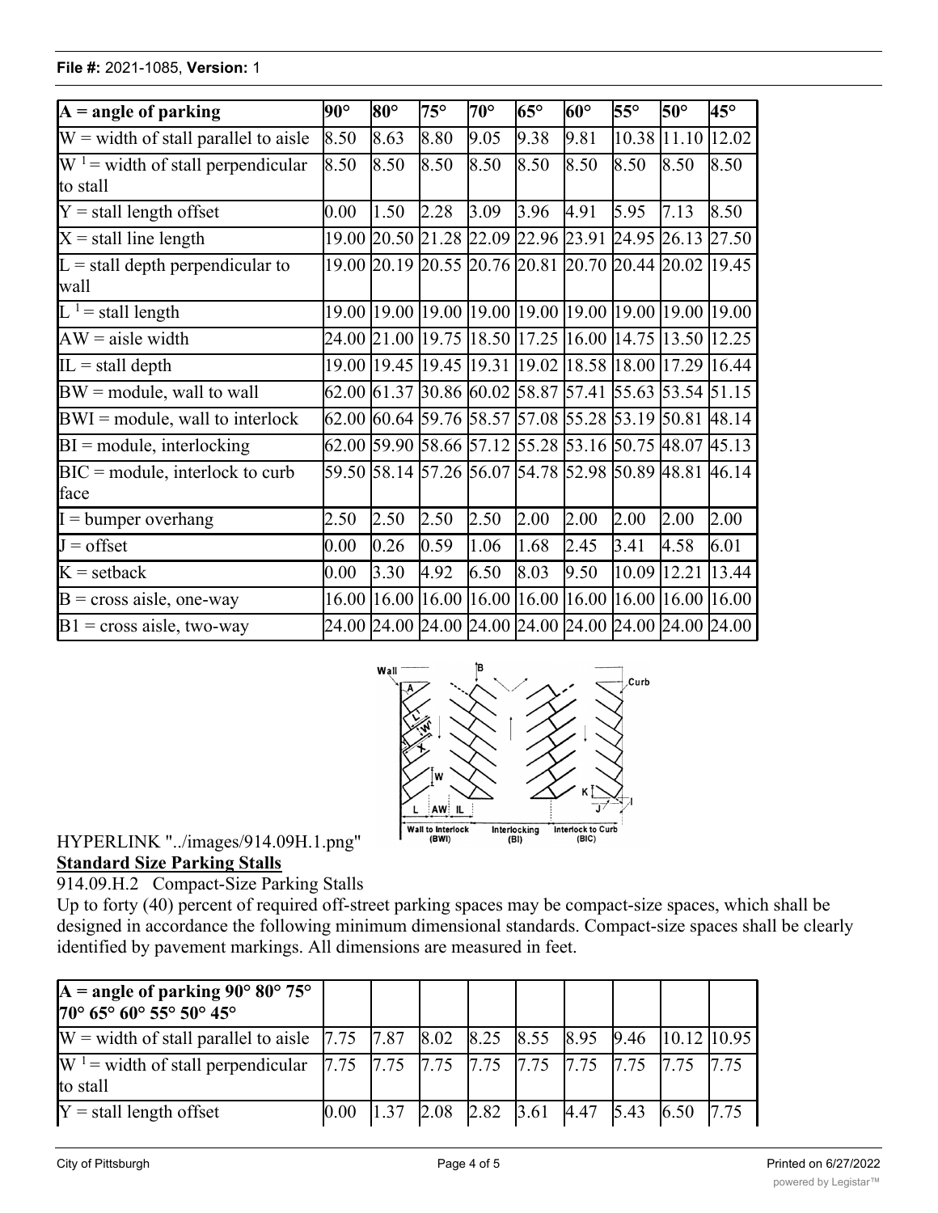| $A$ = angle of parking | 90° | 80° | 75° | 70° | 65° | 60° | 55° | 50° | 45° |
|---|---|---|---|---|---|---|---|---|---|
| $W$ = width of stall parallel to aisle | 8.50 | 8.63 | 8.80 | 9.05 | 9.38 | 9.81 | 10.38 | 11.10 | 12.02 |
| $W^1$ = width of stall perpendicular to stall | 8.50 | 8.50 | 8.50 | 8.50 | 8.50 | 8.50 | 8.50 | 8.50 | 8.50 |
| $Y$ = stall length offset | 0.00 | 1.50 | 2.28 | 3.09 | 3.96 | 4.91 | 5.95 | 7.13 | 8.50 |
| $X$ = stall line length | 19.00 | 20.50 | 21.28 | 22.09 | 22.96 | 23.91 | 24.95 | 26.13 | 27.50 |
| $L$ = stall depth perpendicular to wall | 19.00 | 20.19 | 20.55 | 20.76 | 20.81 | 20.70 | 20.44 | 20.02 | 19.45 |
| $L^1$ = stall length | 19.00 | 19.00 | 19.00 | 19.00 | 19.00 | 19.00 | 19.00 | 19.00 | 19.00 |
| $AW$ = aisle width | 24.00 | 21.00 | 19.75 | 18.50 | 17.25 | 16.00 | 14.75 | 13.50 | 12.25 |
| $IL$ = stall depth | 19.00 | 19.45 | 19.45 | 19.31 | 19.02 | 18.58 | 18.00 | 17.29 | 16.44 |
| $BW$ = module, wall to wall | 62.00 | 61.37 | 30.86 | 60.02 | 58.87 | 57.41 | 55.63 | 53.54 | 51.15 |
| $BWI$ = module, wall to interlock | 62.00 | 60.64 | 59.76 | 58.57 | 57.08 | 55.28 | 53.19 | 50.81 | 48.14 |
| $BI$ = module, interlocking | 62.00 | 59.90 | 58.66 | 57.12 | 55.28 | 53.16 | 50.75 | 48.07 | 45.13 |
| $BIC$ = module, interlock to curb face | 59.50 | 58.14 | 57.26 | 56.07 | 54.78 | 52.98 | 50.89 | 48.81 | 46.14 |
| $I$ = bumper overhang | 2.50 | 2.50 | 2.50 | 2.50 | 2.00 | 2.00 | 2.00 | 2.00 | 2.00 |
| $J$ = offset | 0.00 | 0.26 | 0.59 | 1.06 | 1.68 | 2.45 | 3.41 | 4.58 | 6.01 |
| $K$ = setback | 0.00 | 3.30 | 4.92 | 6.50 | 8.03 | 9.50 | 10.09 | 12.21 | 13.44 |
| $B$ = cross aisle, one-way | 16.00 | 16.00 | 16.00 | 16.00 | 16.00 | 16.00 | 16.00 | 16.00 | 16.00 |
| $B1$ = cross aisle, two-way | 24.00 | 24.00 | 24.00 | 24.00 | 24.00 | 24.00 | 24.00 | 24.00 | 24.00 |

HYPERLINK "../images/914.09H.1.png"

**Standard Size Parking Stalls**

914.09.H.2 Compact-Size Parking Stalls

Up to forty (40) percent of required off-street parking spaces may be compact-size spaces, which shall be designed in accordance the following minimum dimensional standards. Compact-size spaces shall be clearly identified by pavement markings. All dimensions are measured in feet.

| $A$ = angle of parking 90° 80° 75° 70° 65° 60° 55° 50° 45° | | | | | | | | | |
|---|---|---|---|---|---|---|---|---|---|
| $W$ = width of stall parallel to aisle | 7.75 | 7.87 | 8.02 | 8.25 | 8.55 | 8.95 | 9.46 | 10.12 | 10.95 |
| $W^1$ = width of stall perpendicular to stall | 7.75 | 7.75 | 7.75 | 7.75 | 7.75 | 7.75 | 7.75 | 7.75 | 7.75 |
| $Y$ = stall length offset | 0.00 | 1.37 | 2.08 | 2.82 | 3.61 | 4.47 | 5.43 | 6.50 | 7.75 |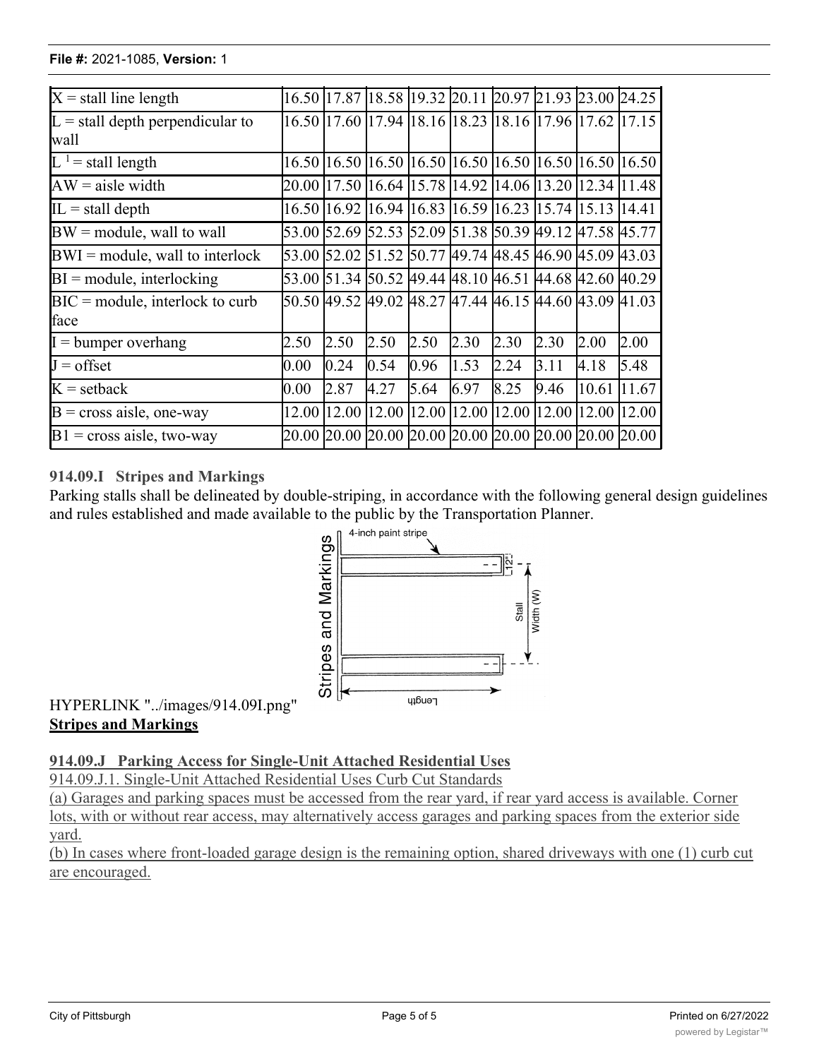| | | | | | | | | | |
|---|---|---|---|---|---|---|---|---|---|
| X = stall line length | 16.50 | 17.87 | 18.58 | 19.32 | 20.11 | 20.97 | 21.93 | 23.00 | 24.25 |
| L = stall depth perpendicular to wall | 16.50 | 17.60 | 17.94 | 18.16 | 18.23 | 18.16 | 17.96 | 17.62 | 17.15 |
| $L^1$ = stall length | 16.50 | 16.50 | 16.50 | 16.50 | 16.50 | 16.50 | 16.50 | 16.50 | 16.50 |
| AW = aisle width | 20.00 | 17.50 | 16.64 | 15.78 | 14.92 | 14.06 | 13.20 | 12.34 | 11.48 |
| IL = stall depth | 16.50 | 16.92 | 16.94 | 16.83 | 16.59 | 16.23 | 15.74 | 15.13 | 14.41 |
| BW = module, wall to wall | 53.00 | 52.69 | 52.53 | 52.09 | 51.38 | 50.39 | 49.12 | 47.58 | 45.77 |
| BWI = module, wall to interlock | 53.00 | 52.02 | 51.52 | 50.77 | 49.74 | 48.45 | 46.90 | 45.09 | 43.03 |
| BI = module, interlocking | 53.00 | 51.34 | 50.52 | 49.44 | 48.10 | 46.51 | 44.68 | 42.60 | 40.29 |
| BIC = module, interlock to curb face | 50.50 | 49.52 | 49.02 | 48.27 | 47.44 | 46.15 | 44.60 | 43.09 | 41.03 |
| I = bumper overhang | 2.50 | 2.50 | 2.50 | 2.50 | 2.30 | 2.30 | 2.30 | 2.00 | 2.00 |
| J = offset | 0.00 | 0.24 | 0.54 | 0.96 | 1.53 | 2.24 | 3.11 | 4.18 | 5.48 |
| K = setback | 0.00 | 2.87 | 4.27 | 5.64 | 6.97 | 8.25 | 9.46 | 10.61 | 11.67 |
| B = cross aisle, one-way | 12.00 | 12.00 | 12.00 | 12.00 | 12.00 | 12.00 | 12.00 | 12.00 | 12.00 |
| B1 = cross aisle, two-way | 20.00 | 20.00 | 20.00 | 20.00 | 20.00 | 20.00 | 20.00 | 20.00 | 20.00 |

**914.09.I Stripes and Markings**

Parking stalls shall be delineated by double-striping, in accordance with the following general design guidelines and rules established and made available to the public by the Transportation Planner.

Stripes and Markings

4-inch paint stripe

12"

Stall Width (W)

Length

HYPERLINK "../images/914.09I.png"

**Stripes and Markings**

**914.09.J Parking Access for Single-Unit Attached Residential Uses**

914.09.J.1. Single-Unit Attached Residential Uses Curb Cut Standards

(a) Garages and parking spaces must be accessed from the rear yard, if rear yard access is available. Corner lots, with or without rear access, may alternatively access garages and parking spaces from the exterior side yard.

(b) In cases where front-loaded garage design is the remaining option, shared driveways with one (1) curb cut are encouraged.